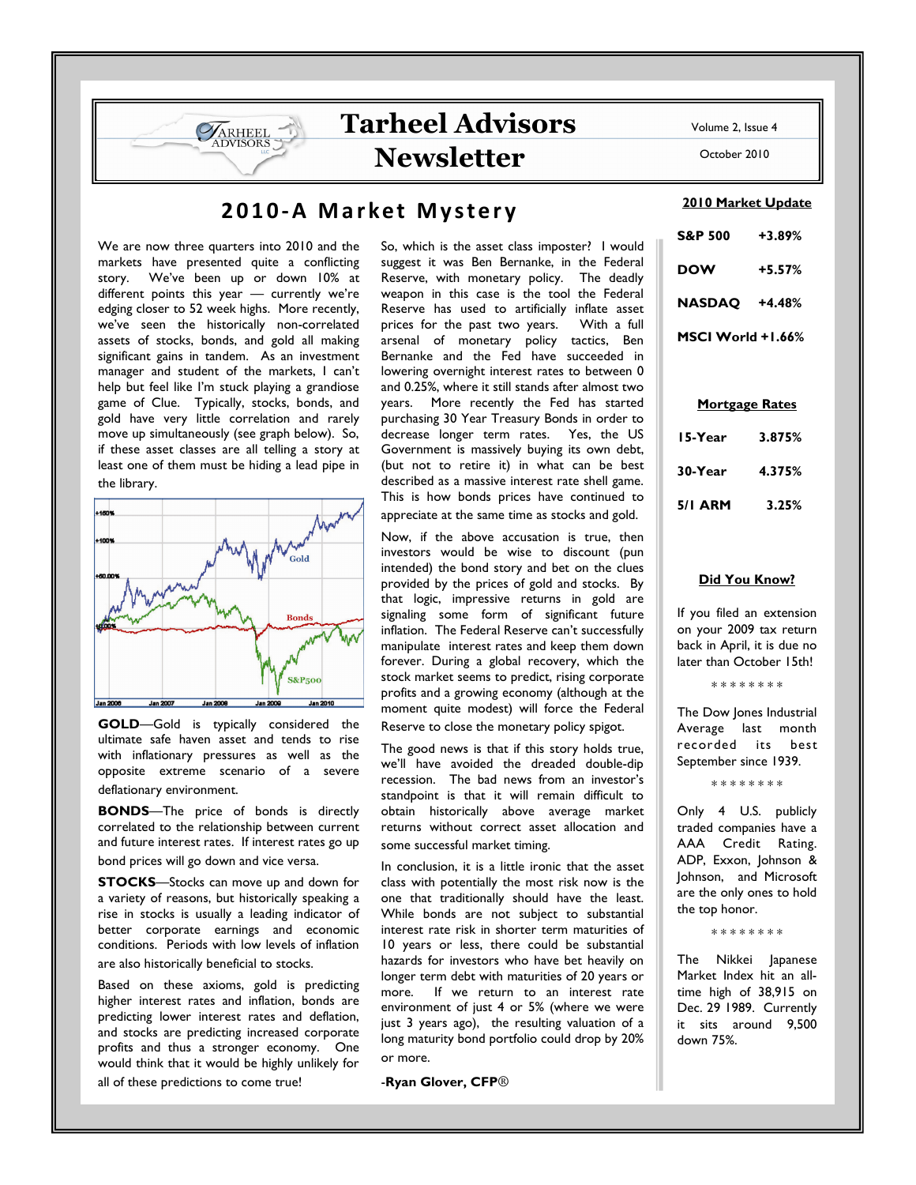# Tarheel Advisors Newsletter

Volume 2, Issue 4

October 2010

## 2010-A Market Mystery

We are now three quarters into 2010 and the markets have presented quite a conflicting story. We've been up or down 10% at different points this year — currently we're edging closer to 52 week highs. More recently, we've seen the historically non-correlated assets of stocks, bonds, and gold all making significant gains in tandem. As an investment manager and student of the markets, I can't help but feel like I'm stuck playing a grandiose game of Clue. Typically, stocks, bonds, and gold have very little correlation and rarely move up simultaneously (see graph below). So, if these asset classes are all telling a story at least one of them must be hiding a lead pipe in the library.

**GOLD**—Gold is typically considered the ultimate safe haven asset and tends to rise with inflationary pressures as well as the opposite extreme scenario of a severe deflationary environment.

**BONDS**—The price of bonds is directly correlated to the relationship between current and future interest rates. If interest rates go up bond prices will go down and vice versa.

**STOCKS**—Stocks can move up and down for a variety of reasons, but historically speaking a rise in stocks is usually a leading indicator of better corporate earnings and economic conditions. Periods with low levels of inflation are also historically beneficial to stocks.

Based on these axioms, gold is predicting higher interest rates and inflation, bonds are predicting lower interest rates and deflation, and stocks are predicting increased corporate profits and thus a stronger economy. One would think that it would be highly unlikely for all of these predictions to come true!

So, which is the asset class imposter? I would suggest it was Ben Bernanke, in the Federal Reserve, with monetary policy. The deadly weapon in this case is the tool the Federal Reserve has used to artificially inflate asset prices for the past two years. With a full arsenal of monetary policy tactics, Ben Bernanke and the Fed have succeeded in lowering overnight interest rates to between 0 and 0.25%, where it still stands after almost two years. More recently the Fed has started purchasing 30 Year Treasury Bonds in order to decrease longer term rates. Yes, the US Government is massively buying its own debt, (but not to retire it) in what can be best described as a massive interest rate shell game. This is how bonds prices have continued to appreciate at the same time as stocks and gold.

Now, if the above accusation is true, then investors would be wise to discount (pun intended) the bond story and bet on the clues provided by the prices of gold and stocks. By that logic, impressive returns in gold are signaling some form of significant future inflation. The Federal Reserve can't successfully manipulate interest rates and keep them down forever. During a global recovery, which the stock market seems to predict, rising corporate profits and a growing economy (although at the moment quite modest) will force the Federal Reserve to close the monetary policy spigot.

The good news is that if this story holds true, we'll have avoided the dreaded double-dip recession. The bad news from an investor's standpoint is that it will remain difficult to obtain historically above average market returns without correct asset allocation and some successful market timing.

In conclusion, it is a little ironic that the asset class with potentially the most risk now is the one that traditionally should have the least. While bonds are not subject to substantial interest rate risk in shorter term maturities of 10 years or less, there could be substantial hazards for investors who have bet heavily on longer term debt with maturities of 20 years or more. If we return to an interest rate environment of just 4 or 5% (where we were just 3 years ago), the resulting valuation of a long maturity bond portfolio could drop by 20% or more.

-**Ryan Glover, CFP®**

### 2010 Market Update

| | |
|---|---|
| S&P 500 | +3.89% |
| DOW | +5.57% |
| NASDAQ | +4.48% |
| MSCI World | +1.66% |

### Mortgage Rates

| | |
|---|---|
| 15-Year | 3.875% |
| 30-Year | 4.375% |
| 5/1 ARM | 3.25% |

### Did You Know?

If you filed an extension on your 2009 tax return back in April, it is due no later than October 15th!

\* \* \* \* \* \* \* \*

The Dow Jones Industrial Average last month recorded its best September since 1939.

\* \* \* \* \* \* \* \*

Only 4 U.S. publicly traded companies have a AAA Credit Rating. ADP, Exxon, Johnson & Johnson, and Microsoft are the only ones to hold the top honor.

\* \* \* \* \* \* \* \*

The Nikkei Japanese Market Index hit an all-time high of 38,915 on Dec. 29 1989. Currently it sits around 9,500 down 75%.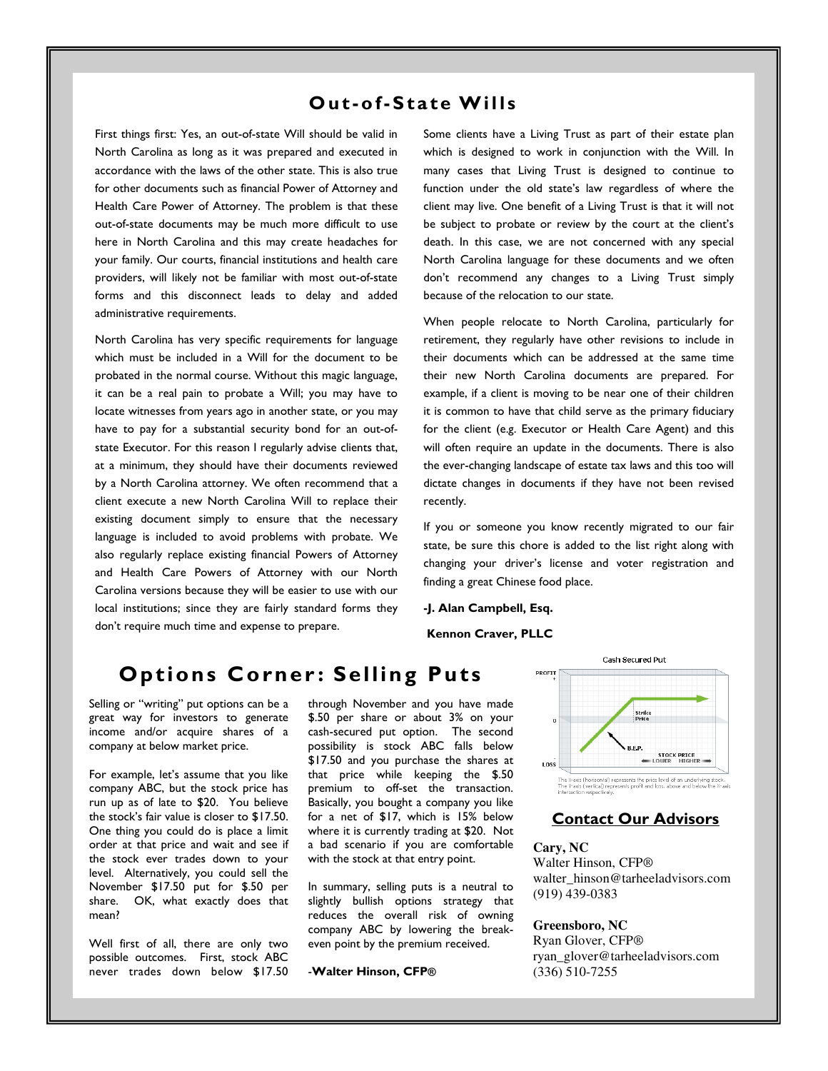## Out-of-State Wills

First things first: Yes, an out-of-state Will should be valid in North Carolina as long as it was prepared and executed in accordance with the laws of the other state. This is also true for other documents such as financial Power of Attorney and Health Care Power of Attorney. The problem is that these out-of-state documents may be much more difficult to use here in North Carolina and this may create headaches for your family. Our courts, financial institutions and health care providers, will likely not be familiar with most out-of-state forms and this disconnect leads to delay and added administrative requirements.

North Carolina has very specific requirements for language which must be included in a Will for the document to be probated in the normal course. Without this magic language, it can be a real pain to probate a Will; you may have to locate witnesses from years ago in another state, or you may have to pay for a substantial security bond for an out-of-state Executor. For this reason I regularly advise clients that, at a minimum, they should have their documents reviewed by a North Carolina attorney. We often recommend that a client execute a new North Carolina Will to replace their existing document simply to ensure that the necessary language is included to avoid problems with probate. We also regularly replace existing financial Powers of Attorney and Health Care Powers of Attorney with our North Carolina versions because they will be easier to use with our local institutions; since they are fairly standard forms they don't require much time and expense to prepare.

Some clients have a Living Trust as part of their estate plan which is designed to work in conjunction with the Will. In many cases that Living Trust is designed to continue to function under the old state's law regardless of where the client may live. One benefit of a Living Trust is that it will not be subject to probate or review by the court at the client's death. In this case, we are not concerned with any special North Carolina language for these documents and we often don't recommend any changes to a Living Trust simply because of the relocation to our state.

When people relocate to North Carolina, particularly for retirement, they regularly have other revisions to include in their documents which can be addressed at the same time their new North Carolina documents are prepared. For example, if a client is moving to be near one of their children it is common to have that child serve as the primary fiduciary for the client (e.g. Executor or Health Care Agent) and this will often require an update in the documents. There is also the ever-changing landscape of estate tax laws and this too will dictate changes in documents if they have not been revised recently.

If you or someone you know recently migrated to our fair state, be sure this chore is added to the list right along with changing your driver's license and voter registration and finding a great Chinese food place.

**-J. Alan Campbell, Esq.**

**Kennon Craver, PLLC**

## Options Corner: Selling Puts

Selling or "writing" put options can be a great way for investors to generate income and/or acquire shares of a company at below market price.

For example, let's assume that you like company ABC, but the stock price has run up as of late to $20. You believe the stock's fair value is closer to $17.50. One thing you could do is place a limit order at that price and wait and see if the stock ever trades down to your level. Alternatively, you could sell the November $17.50 put for $.50 per share. OK, what exactly does that mean?

Well first of all, there are only two possible outcomes. First, stock ABC never trades down below $17.50 through November and you have made $.50 per share or about 3% on your cash-secured put option. The second possibility is stock ABC falls below $17.50 and you purchase the shares at that price while keeping the $.50 premium to off-set the transaction. Basically, you bought a company you like for a net of $17, which is 15% below where it is currently trading at $20. Not a bad scenario if you are comfortable with the stock at that entry point.

In summary, selling puts is a neutral to slightly bullish options strategy that reduces the overall risk of owning company ABC by lowering the break-even point by the premium received.

-**Walter Hinson, CFP®**

Cash Secured Put

PROFIT +

0

LOSS -

Strike Price

B.E.P.

STOCK PRICE
LOWER HIGHER

The X-axis (horizontal) represents the price level of an underlying stock. The Y-axis (vertical) represents profit and loss, above and below the X-axis intersection respectively.

## Contact Our Advisors

**Cary, NC**
Walter Hinson, CFP®
walter_hinson@tarheeladvisors.com
(919) 439-0383

**Greensboro, NC**
Ryan Glover, CFP®
ryan_glover@tarheeladvisors.com
(336) 510-7255